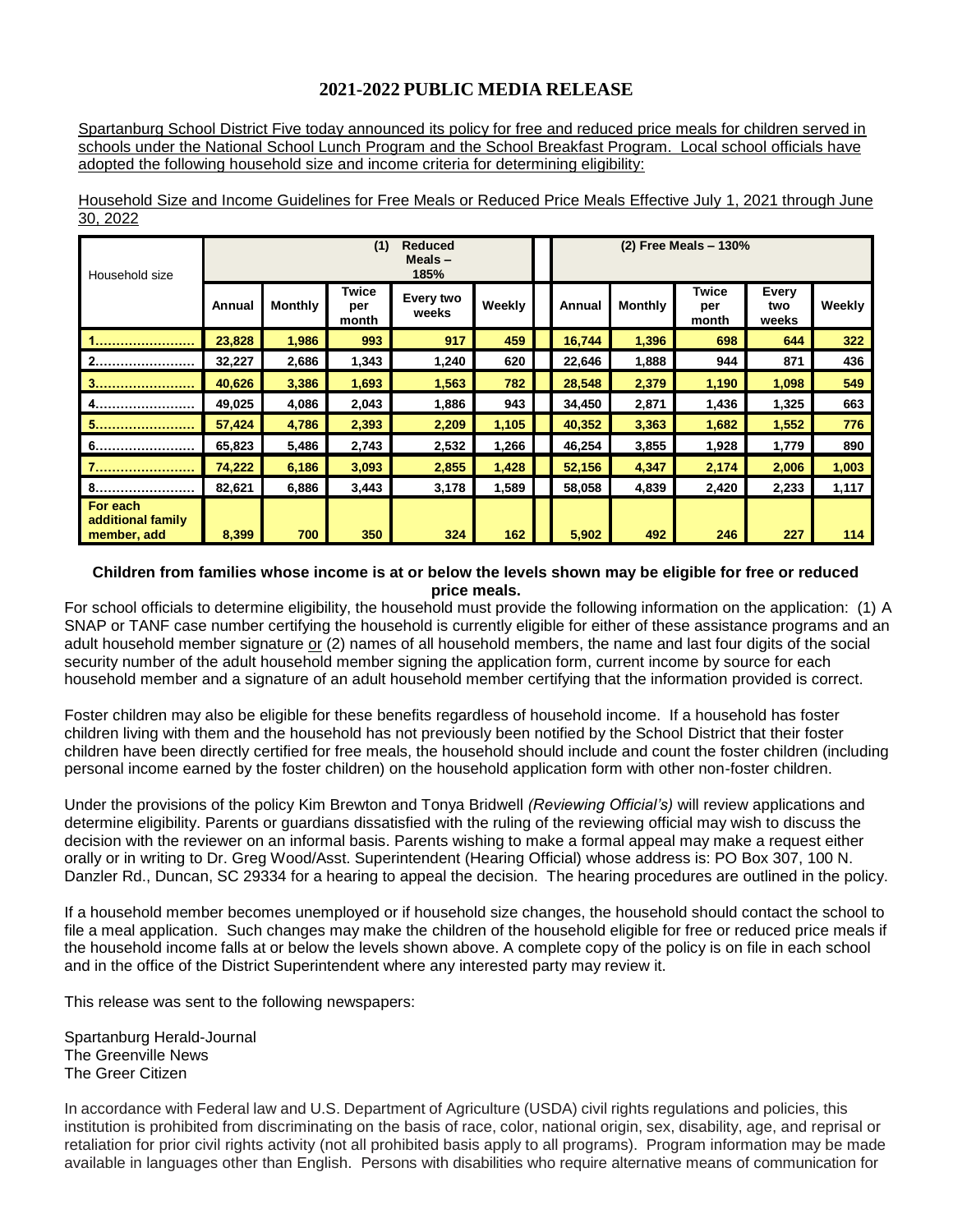# 2021-2022 PUBLIC MEDIA RELEASE

Spartanburg School District Five today announced its policy for free and reduced price meals for children served in schools under the National School Lunch Program and the School Breakfast Program. Local school officials have adopted the following household size and income criteria for determining eligibility:

Household Size and Income Guidelines for Free Meals or Reduced Price Meals Effective July 1, 2021 through June 30, 2022

| Household size | (1) Reduced Meals – 185% | | | | | (2) Free Meals – 130% | | | | |
|---|---|---|---|---|---|---|---|---|---|---|
| | Annual | Monthly | Twice per month | Every two weeks | Weekly | Annual | Monthly | Twice per month | Every two weeks | Weekly |
| 1 | 23,828 | 1,986 | 993 | 917 | 459 | 16,744 | 1,396 | 698 | 644 | 322 |
| 2 | 32,227 | 2,686 | 1,343 | 1,240 | 620 | 22,646 | 1,888 | 944 | 871 | 436 |
| 3 | 40,626 | 3,386 | 1,693 | 1,563 | 782 | 28,548 | 2,379 | 1,190 | 1,098 | 549 |
| 4 | 49,025 | 4,086 | 2,043 | 1,886 | 943 | 34,450 | 2,871 | 1,436 | 1,325 | 663 |
| 5 | 57,424 | 4,786 | 2,393 | 2,209 | 1,105 | 40,352 | 3,363 | 1,682 | 1,552 | 776 |
| 6 | 65,823 | 5,486 | 2,743 | 2,532 | 1,266 | 46,254 | 3,855 | 1,928 | 1,779 | 890 |
| 7 | 74,222 | 6,186 | 3,093 | 2,855 | 1,428 | 52,156 | 4,347 | 2,174 | 2,006 | 1,003 |
| 8 | 82,621 | 6,886 | 3,443 | 3,178 | 1,589 | 58,058 | 4,839 | 2,420 | 2,233 | 1,117 |
| For each additional family member, add | 8,399 | 700 | 350 | 324 | 162 | 5,902 | 492 | 246 | 227 | 114 |

**Children from families whose income is at or below the levels shown may be eligible for free or reduced price meals.**

For school officials to determine eligibility, the household must provide the following information on the application: (1) A SNAP or TANF case number certifying the household is currently eligible for either of these assistance programs and an adult household member signature or (2) names of all household members, the name and last four digits of the social security number of the adult household member signing the application form, current income by source for each household member and a signature of an adult household member certifying that the information provided is correct.

Foster children may also be eligible for these benefits regardless of household income. If a household has foster children living with them and the household has not previously been notified by the School District that their foster children have been directly certified for free meals, the household should include and count the foster children (including personal income earned by the foster children) on the household application form with other non-foster children.

Under the provisions of the policy Kim Brewton and Tonya Bridwell *(Reviewing Official's)* will review applications and determine eligibility. Parents or guardians dissatisfied with the ruling of the reviewing official may wish to discuss the decision with the reviewer on an informal basis. Parents wishing to make a formal appeal may make a request either orally or in writing to Dr. Greg Wood/Asst. Superintendent (Hearing Official) whose address is: PO Box 307, 100 N. Danzler Rd., Duncan, SC 29334 for a hearing to appeal the decision. The hearing procedures are outlined in the policy.

If a household member becomes unemployed or if household size changes, the household should contact the school to file a meal application. Such changes may make the children of the household eligible for free or reduced price meals if the household income falls at or below the levels shown above. A complete copy of the policy is on file in each school and in the office of the District Superintendent where any interested party may review it.

This release was sent to the following newspapers:

Spartanburg Herald-Journal
The Greenville News
The Greer Citizen

In accordance with Federal law and U.S. Department of Agriculture (USDA) civil rights regulations and policies, this institution is prohibited from discriminating on the basis of race, color, national origin, sex, disability, age, and reprisal or retaliation for prior civil rights activity (not all prohibited basis apply to all programs). Program information may be made available in languages other than English. Persons with disabilities who require alternative means of communication for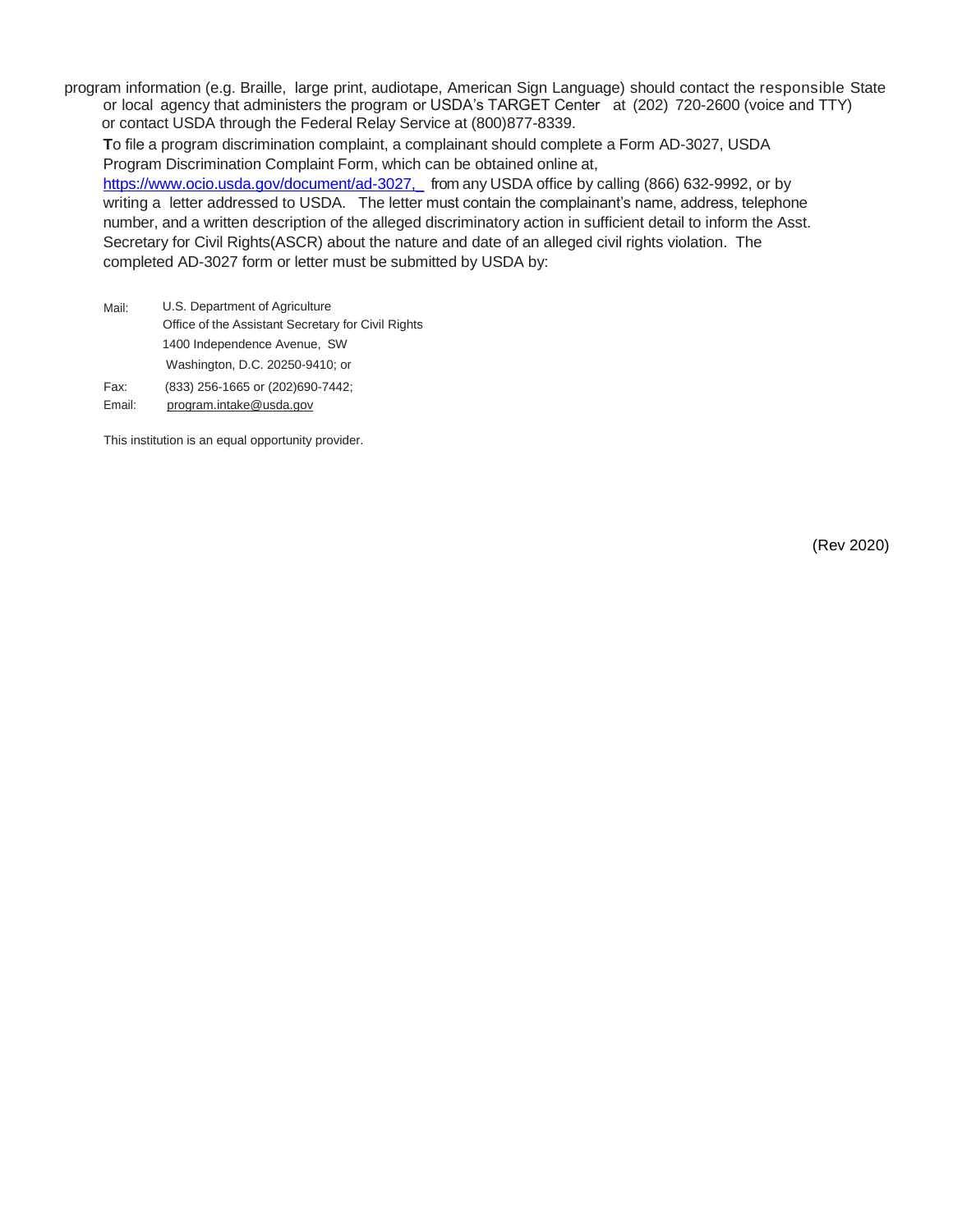program information (e.g. Braille, large print, audiotape, American Sign Language) should contact the responsible State or local agency that administers the program or USDA's TARGET Center at (202) 720-2600 (voice and TTY) or contact USDA through the Federal Relay Service at (800)877-8339.

**T**o file a program discrimination complaint, a complainant should complete a Form AD-3027, USDA Program Discrimination Complaint Form, which can be obtained online at, https://www.ocio.usda.gov/document/ad-3027, from any USDA office by calling (866) 632-9992, or by writing a letter addressed to USDA. The letter must contain the complainant's name, address, telephone number, and a written description of the alleged discriminatory action in sufficient detail to inform the Asst. Secretary for Civil Rights(ASCR) about the nature and date of an alleged civil rights violation. The completed AD-3027 form or letter must be submitted by USDA by:

Mail: U.S. Department of Agriculture
Office of the Assistant Secretary for Civil Rights
1400 Independence Avenue, SW
Washington, D.C. 20250-9410; or

Fax: (833) 256-1665 or (202)690-7442;

Email: program.intake@usda.gov

This institution is an equal opportunity provider.

(Rev 2020)